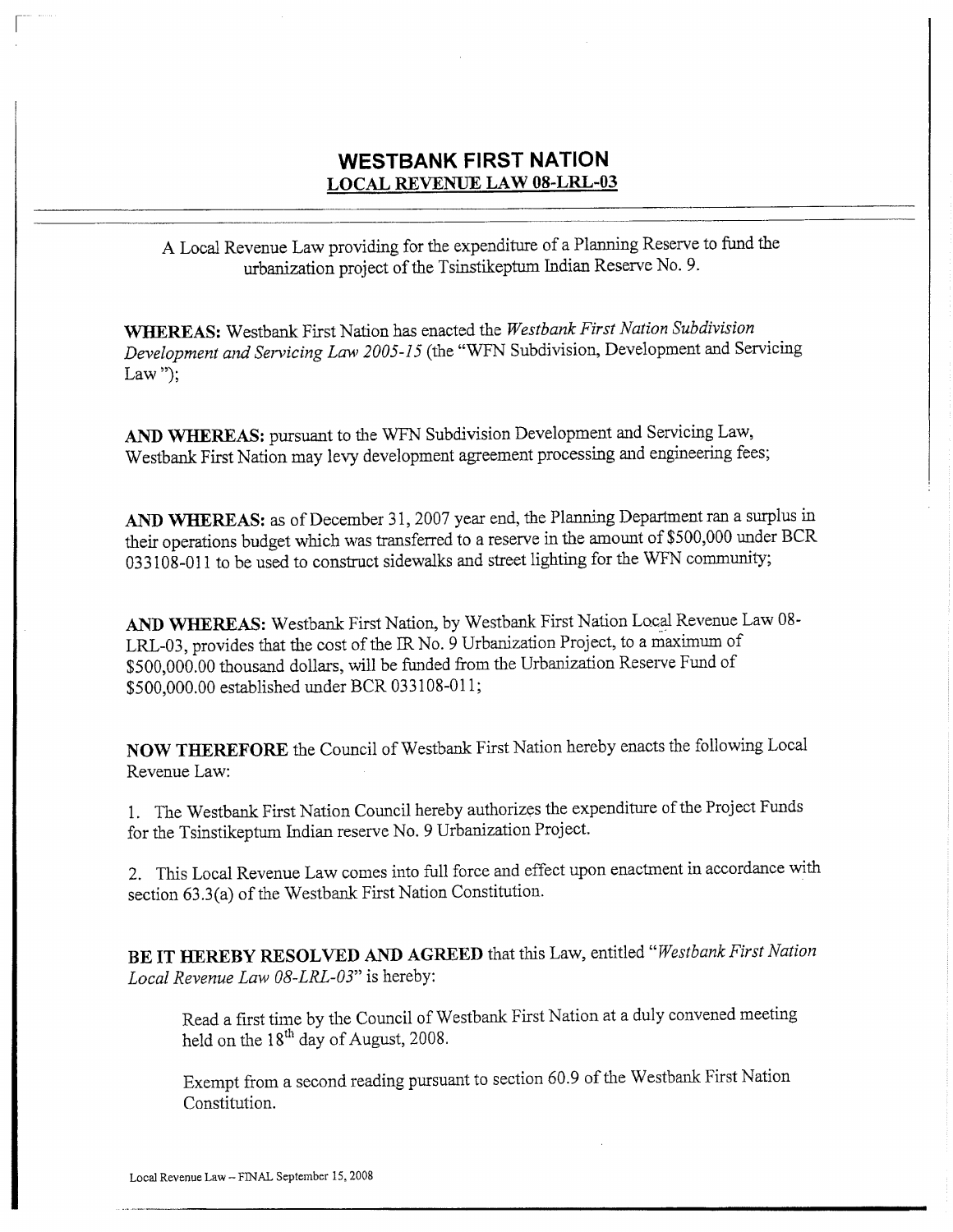# WESTBANK FIRST NATION
## LOCAL REVENUE LAW 08-LRL-03

A Local Revenue Law providing for the expenditure of a Planning Reserve to fund the urbanization project of the Tsinstikeptum Indian Reserve No. 9.

**WHEREAS:** Westbank First Nation has enacted the *Westbank First Nation Subdivision Development and Servicing Law 2005-15* (the "WFN Subdivision, Development and Servicing Law ");

**AND WHEREAS:** pursuant to the WFN Subdivision Development and Servicing Law, Westbank First Nation may levy development agreement processing and engineering fees;

**AND WHEREAS:** as of December 31, 2007 year end, the Planning Department ran a surplus in their operations budget which was transferred to a reserve in the amount of $500,000 under BCR 033108-011 to be used to construct sidewalks and street lighting for the WFN community;

**AND WHEREAS:** Westbank First Nation, by Westbank First Nation Local Revenue Law 08-LRL-03, provides that the cost of the IR No. 9 Urbanization Project, to a maximum of $500,000.00 thousand dollars, will be funded from the Urbanization Reserve Fund of $500,000.00 established under BCR 033108-011;

**NOW THEREFORE** the Council of Westbank First Nation hereby enacts the following Local Revenue Law:

1. The Westbank First Nation Council hereby authorizes the expenditure of the Project Funds for the Tsinstikeptum Indian reserve No. 9 Urbanization Project.

2. This Local Revenue Law comes into full force and effect upon enactment in accordance with section 63.3(a) of the Westbank First Nation Constitution.

**BE IT HEREBY RESOLVED AND AGREED** that this Law, entitled "*Westbank First Nation Local Revenue Law 08-LRL-03*" is hereby:

> Read a first time by the Council of Westbank First Nation at a duly convened meeting held on the 18th day of August, 2008.
>
> Exempt from a second reading pursuant to section 60.9 of the Westbank First Nation Constitution.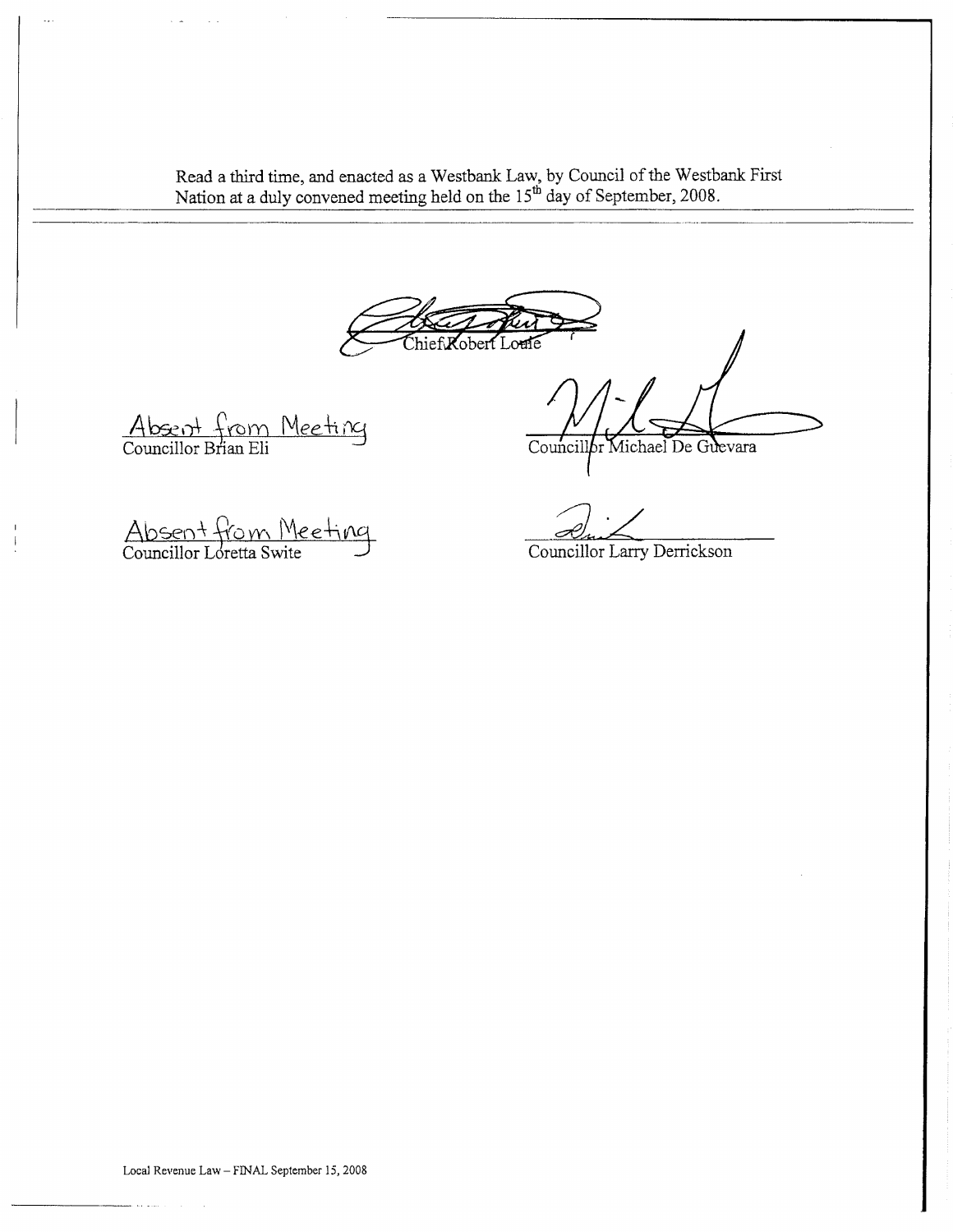Read a third time, and enacted as a Westbank Law, by Council of the Westbank First Nation at a duly convened meeting held on the 15th day of September, 2008.

Chief Robert Louie

Absent from Meeting
Councillor Brian Eli

Councillor Michael De Guevara

Absent from Meeting
Councillor Loretta Swite

Councillor Larry Derrickson

Local Revenue Law – FINAL September 15, 2008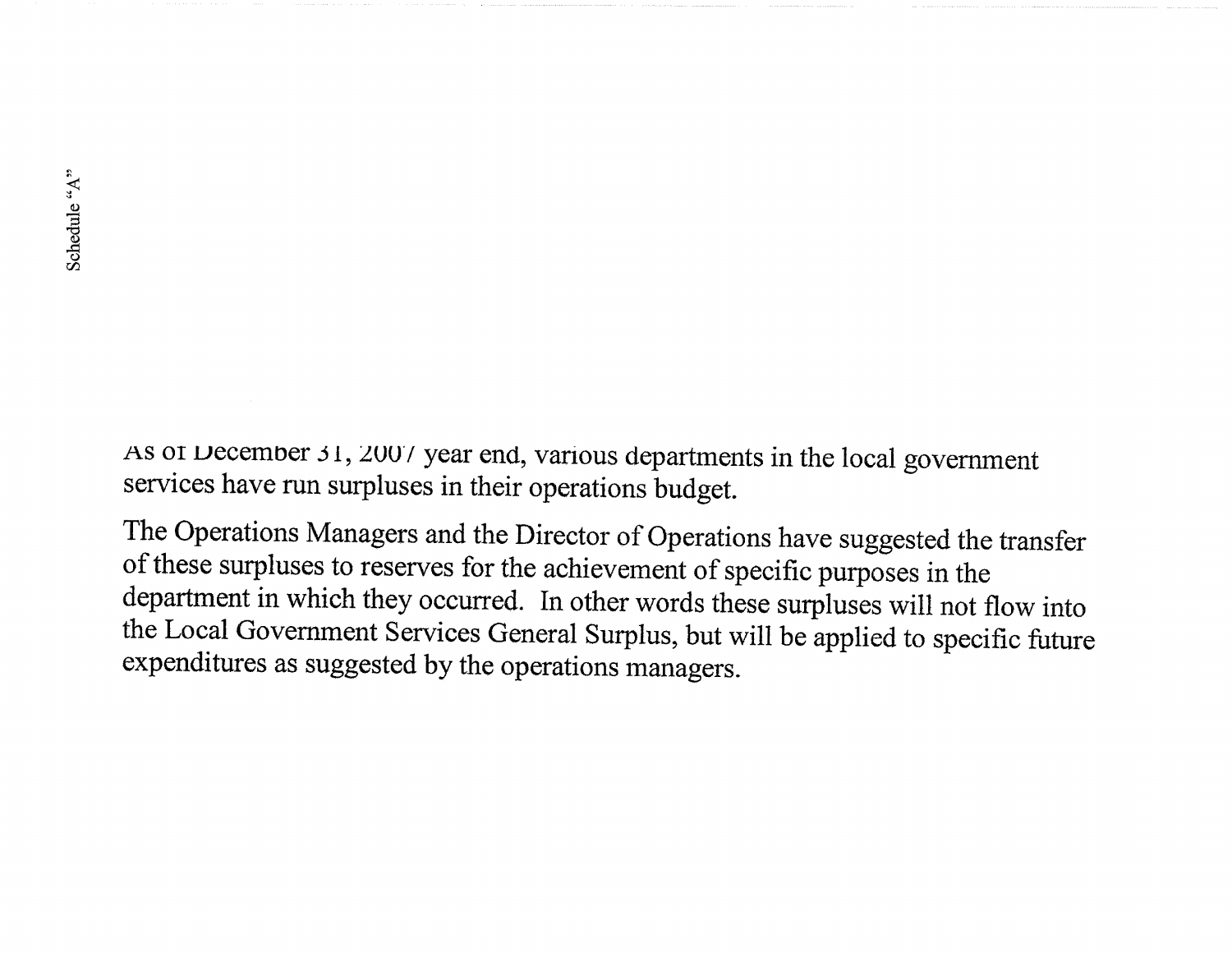Schedule "A"

As of December 31, 2007 year end, various departments in the local government services have run surpluses in their operations budget.

The Operations Managers and the Director of Operations have suggested the transfer of these surpluses to reserves for the achievement of specific purposes in the department in which they occurred. In other words these surpluses will not flow into the Local Government Services General Surplus, but will be applied to specific future expenditures as suggested by the operations managers.